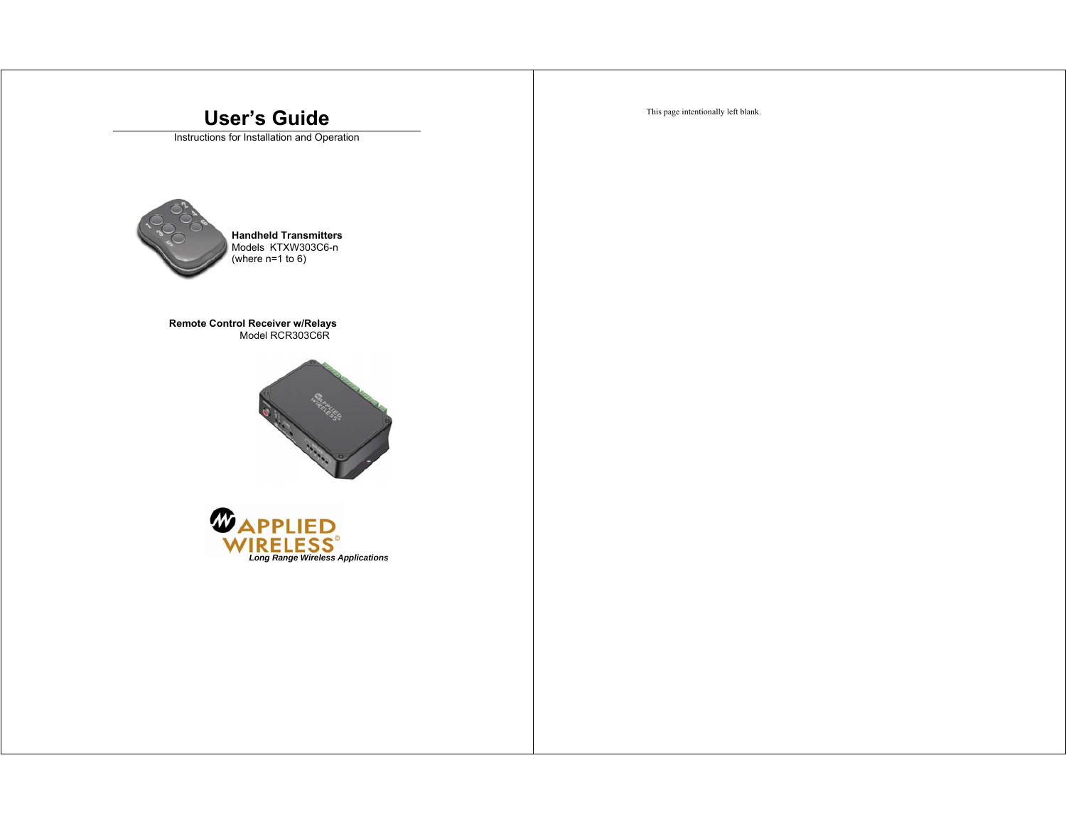# User's Guide

Instructions for Installation and Operation

**Handheld Transmitters**
Models KTXW303C6-n
(where n=1 to 6)

**Remote Control Receiver w/Relays**
Model RCR303C6R

APPLIED WIRELESS®
*Long Range Wireless Applications*

This page intentionally left blank.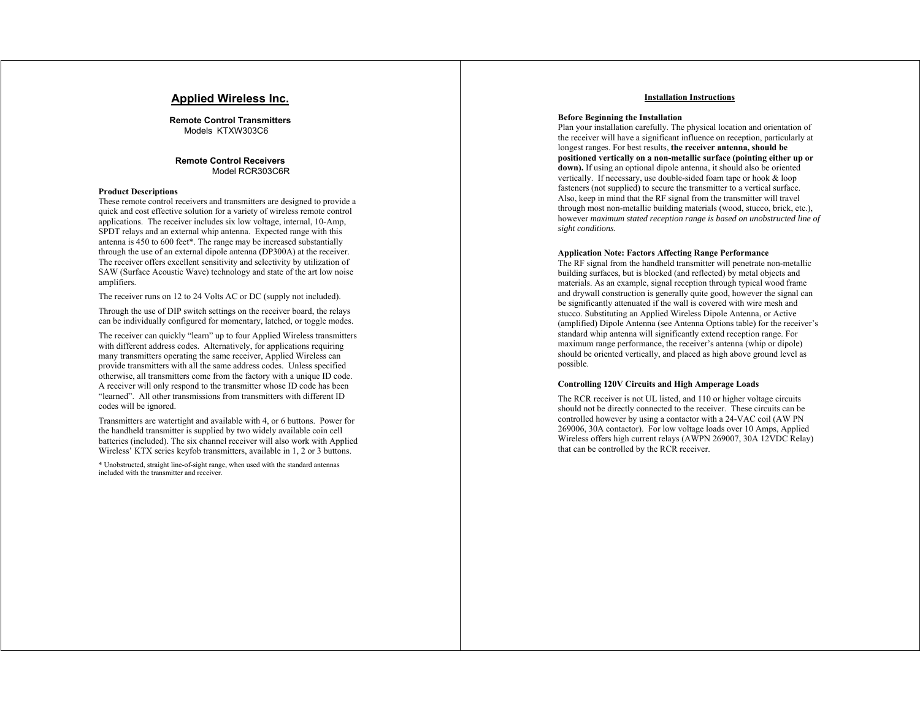# Applied Wireless Inc.

**Remote Control Transmitters**
Models KTXW303C6

**Remote Control Receivers**
Model RCR303C6R

**Product Descriptions**

These remote control receivers and transmitters are designed to provide a quick and cost effective solution for a variety of wireless remote control applications. The receiver includes six low voltage, internal, 10-Amp, SPDT relays and an external whip antenna. Expected range with this antenna is 450 to 600 feet*. The range may be increased substantially through the use of an external dipole antenna (DP300A) at the receiver. The receiver offers excellent sensitivity and selectivity by utilization of SAW (Surface Acoustic Wave) technology and state of the art low noise amplifiers.

The receiver runs on 12 to 24 Volts AC or DC (supply not included).

Through the use of DIP switch settings on the receiver board, the relays can be individually configured for momentary, latched, or toggle modes.

The receiver can quickly "learn" up to four Applied Wireless transmitters with different address codes. Alternatively, for applications requiring many transmitters operating the same receiver, Applied Wireless can provide transmitters with all the same address codes. Unless specified otherwise, all transmitters come from the factory with a unique ID code. A receiver will only respond to the transmitter whose ID code has been "learned". All other transmissions from transmitters with different ID codes will be ignored.

Transmitters are watertight and available with 4, or 6 buttons. Power for the handheld transmitter is supplied by two widely available coin cell batteries (included). The six channel receiver will also work with Applied Wireless' KTX series keyfob transmitters, available in 1, 2 or 3 buttons.

* Unobstructed, straight line-of-sight range, when used with the standard antennas included with the transmitter and receiver.

## Installation Instructions

**Before Beginning the Installation**

Plan your installation carefully. The physical location and orientation of the receiver will have a significant influence on reception, particularly at longest ranges. For best results, **the receiver antenna, should be positioned vertically on a non-metallic surface (pointing either up or down).** If using an optional dipole antenna, it should also be oriented vertically. If necessary, use double-sided foam tape or hook & loop fasteners (not supplied) to secure the transmitter to a vertical surface. Also, keep in mind that the RF signal from the transmitter will travel through most non-metallic building materials (wood, stucco, brick, etc.), however *maximum stated reception range is based on unobstructed line of sight conditions.*

**Application Note: Factors Affecting Range Performance**

The RF signal from the handheld transmitter will penetrate non-metallic building surfaces, but is blocked (and reflected) by metal objects and materials. As an example, signal reception through typical wood frame and drywall construction is generally quite good, however the signal can be significantly attenuated if the wall is covered with wire mesh and stucco. Substituting an Applied Wireless Dipole Antenna, or Active (amplified) Dipole Antenna (see Antenna Options table) for the receiver's standard whip antenna will significantly extend reception range. For maximum range performance, the receiver's antenna (whip or dipole) should be oriented vertically, and placed as high above ground level as possible.

**Controlling 120V Circuits and High Amperage Loads**

The RCR receiver is not UL listed, and 110 or higher voltage circuits should not be directly connected to the receiver. These circuits can be controlled however by using a contactor with a 24-VAC coil (AW PN 269006, 30A contactor). For low voltage loads over 10 Amps, Applied Wireless offers high current relays (AWPN 269007, 30A 12VDC Relay) that can be controlled by the RCR receiver.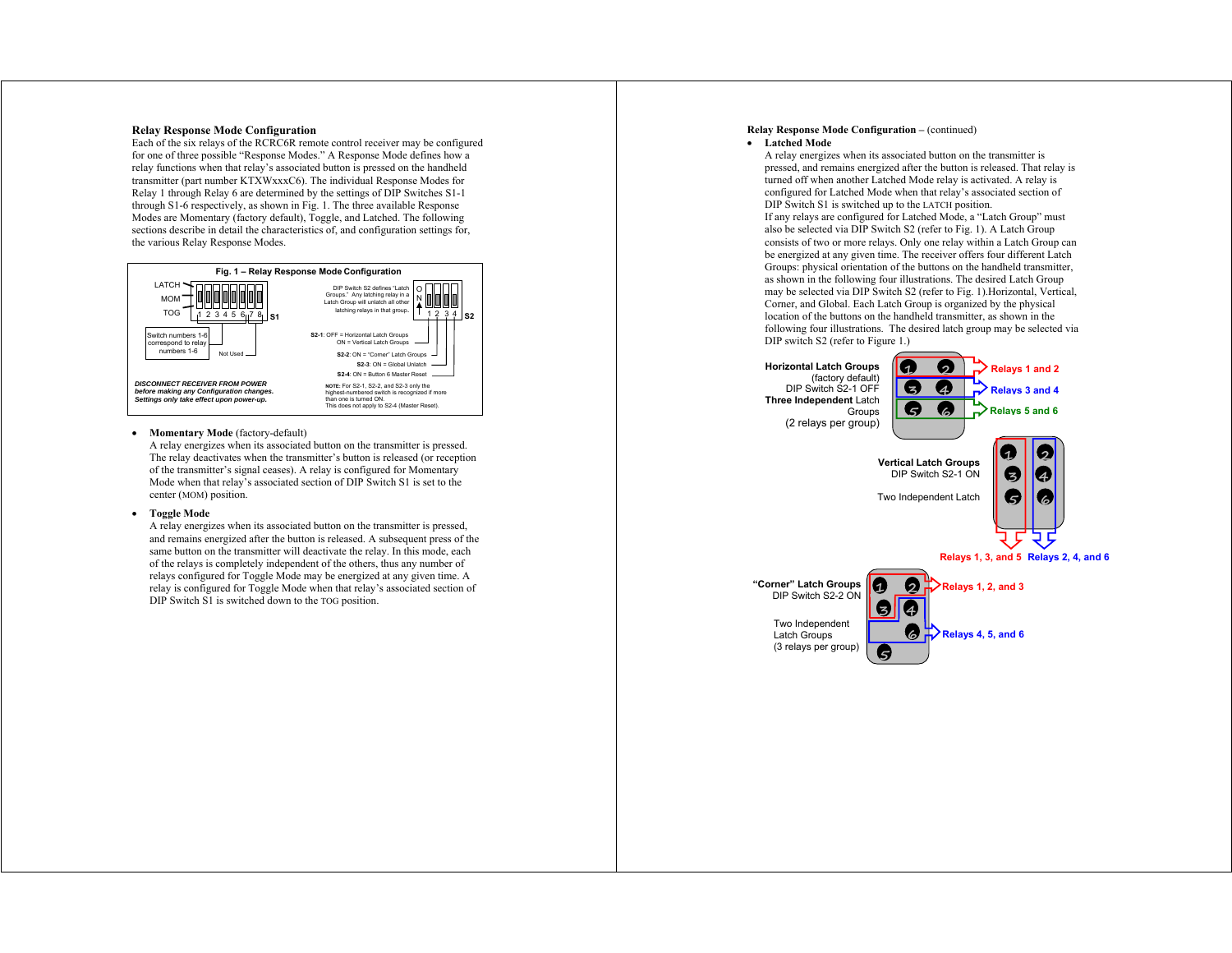## Relay Response Mode Configuration

Each of the six relays of the RCRC6R remote control receiver may be configured for one of three possible "Response Modes." A Response Mode defines how a relay functions when that relay's associated button is pressed on the handheld transmitter (part number KTXWxxxC6). The individual Response Modes for Relay 1 through Relay 6 are determined by the settings of DIP Switches S1-1 through S1-6 respectively, as shown in Fig. 1. The three available Response Modes are Momentary (factory default), Toggle, and Latched. The following sections describe in detail the characteristics of, and configuration settings for, the various Relay Response Modes.

**Fig. 1 – Relay Response Mode Configuration**

LATCH
MOM
TOG
1 2 3 4 5 6 7 8 S1

Switch numbers 1-6 correspond to relay numbers 1-6

Not Used

DIP Switch S2 defines "Latch Groups." Any latching relay in a Latch Group will unlatch all other latching relays in that group.

ON
1 2 3 4 S2

**S2-1**: OFF = Horizontal Latch Groups
ON = Vertical Latch Groups

**S2-2**: ON = "Corner" Latch Groups

**S2-3**: ON = Global Unlatch

**S2-4**: ON = Button 6 Master Reset

***DISCONNECT RECEIVER FROM POWER before making any Configuration changes. Settings only take effect upon power-up.***

**NOTE**: For S2-1, S2-2, and S2-3 only the highest-numbered switch is recognized if more than one is turned ON.
This does not apply to S2-4 (Master Reset).

- **Momentary Mode** (factory-default)
  A relay energizes when its associated button on the transmitter is pressed. The relay deactivates when the transmitter's button is released (or reception of the transmitter's signal ceases). A relay is configured for Momentary Mode when that relay's associated section of DIP Switch S1 is set to the center (MOM) position.

- **Toggle Mode**
  A relay energizes when its associated button on the transmitter is pressed, and remains energized after the button is released. A subsequent press of the same button on the transmitter will deactivate the relay. In this mode, each of the relays is completely independent of the others, thus any number of relays configured for Toggle Mode may be energized at any given time. A relay is configured for Toggle Mode when that relay's associated section of DIP Switch S1 is switched down to the TOG position.

**Relay Response Mode Configuration** – (continued)

- **Latched Mode**
  A relay energizes when its associated button on the transmitter is pressed, and remains energized after the button is released. That relay is turned off when another Latched Mode relay is activated. A relay is configured for Latched Mode when that relay's associated section of DIP Switch S1 is switched up to the LATCH position.
  If any relays are configured for Latched Mode, a "Latch Group" must also be selected via DIP Switch S2 (refer to Fig. 1). A Latch Group consists of two or more relays. Only one relay within a Latch Group can be energized at any given time. The receiver offers four different Latch Groups: physical orientation of the buttons on the handheld transmitter, as shown in the following four illustrations. The desired Latch Group may be selected via DIP Switch S2 (refer to Fig. 1).Horizontal, Vertical, Corner, and Global. Each Latch Group is organized by the physical location of the buttons on the handheld transmitter, as shown in the following four illustrations. The desired latch group may be selected via DIP switch S2 (refer to Figure 1.)

**Horizontal Latch Groups** (factory default)
DIP Switch S2-1 OFF
**Three Independent** Latch Groups
(2 relays per group)

Relays 1 and 2
Relays 3 and 4
Relays 5 and 6

**Vertical Latch Groups**
DIP Switch S2-1 ON

Two Independent Latch

Relays 1, 3, and 5 Relays 2, 4, and 6

**"Corner" Latch Groups**
DIP Switch S2-2 ON

Two Independent Latch Groups
(3 relays per group)

Relays 1, 2, and 3
Relays 4, 5, and 6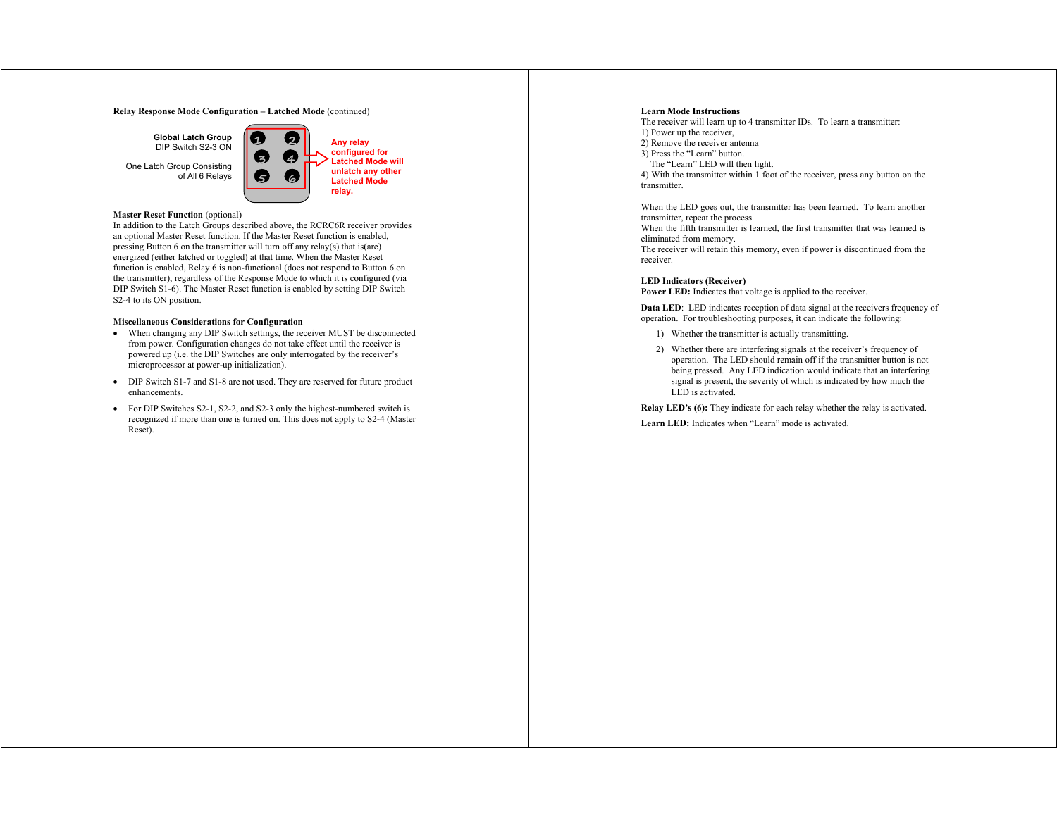**Relay Response Mode Configuration – Latched Mode** (continued)

**Global Latch Group**
DIP Switch S2-3 ON

One Latch Group Consisting of All 6 Relays

**Any relay configured for Latched Mode will unlatch any other Latched Mode relay.**

**Master Reset Function** (optional)
In addition to the Latch Groups described above, the RCRC6R receiver provides an optional Master Reset function. If the Master Reset function is enabled, pressing Button 6 on the transmitter will turn off any relay(s) that is(are) energized (either latched or toggled) at that time. When the Master Reset function is enabled, Relay 6 is non-functional (does not respond to Button 6 on the transmitter), regardless of the Response Mode to which it is configured (via DIP Switch S1-6). The Master Reset function is enabled by setting DIP Switch S2-4 to its ON position.

**Miscellaneous Considerations for Configuration**

- When changing any DIP Switch settings, the receiver MUST be disconnected from power. Configuration changes do not take effect until the receiver is powered up (i.e. the DIP Switches are only interrogated by the receiver's microprocessor at power-up initialization).
- DIP Switch S1-7 and S1-8 are not used. They are reserved for future product enhancements.
- For DIP Switches S2-1, S2-2, and S2-3 only the highest-numbered switch is recognized if more than one is turned on. This does not apply to S2-4 (Master Reset).

**Learn Mode Instructions**
The receiver will learn up to 4 transmitter IDs. To learn a transmitter:
1) Power up the receiver,
2) Remove the receiver antenna
3) Press the "Learn" button.
The "Learn" LED will then light.
4) With the transmitter within 1 foot of the receiver, press any button on the transmitter.

When the LED goes out, the transmitter has been learned. To learn another transmitter, repeat the process.
When the fifth transmitter is learned, the first transmitter that was learned is eliminated from memory.
The receiver will retain this memory, even if power is discontinued from the receiver.

**LED Indicators (Receiver)**
**Power LED:** Indicates that voltage is applied to the receiver.

**Data LED**: LED indicates reception of data signal at the receivers frequency of operation. For troubleshooting purposes, it can indicate the following:

1) Whether the transmitter is actually transmitting.
2) Whether there are interfering signals at the receiver's frequency of operation. The LED should remain off if the transmitter button is not being pressed. Any LED indication would indicate that an interfering signal is present, the severity of which is indicated by how much the LED is activated.

**Relay LED's (6):** They indicate for each relay whether the relay is activated.

**Learn LED:** Indicates when "Learn" mode is activated.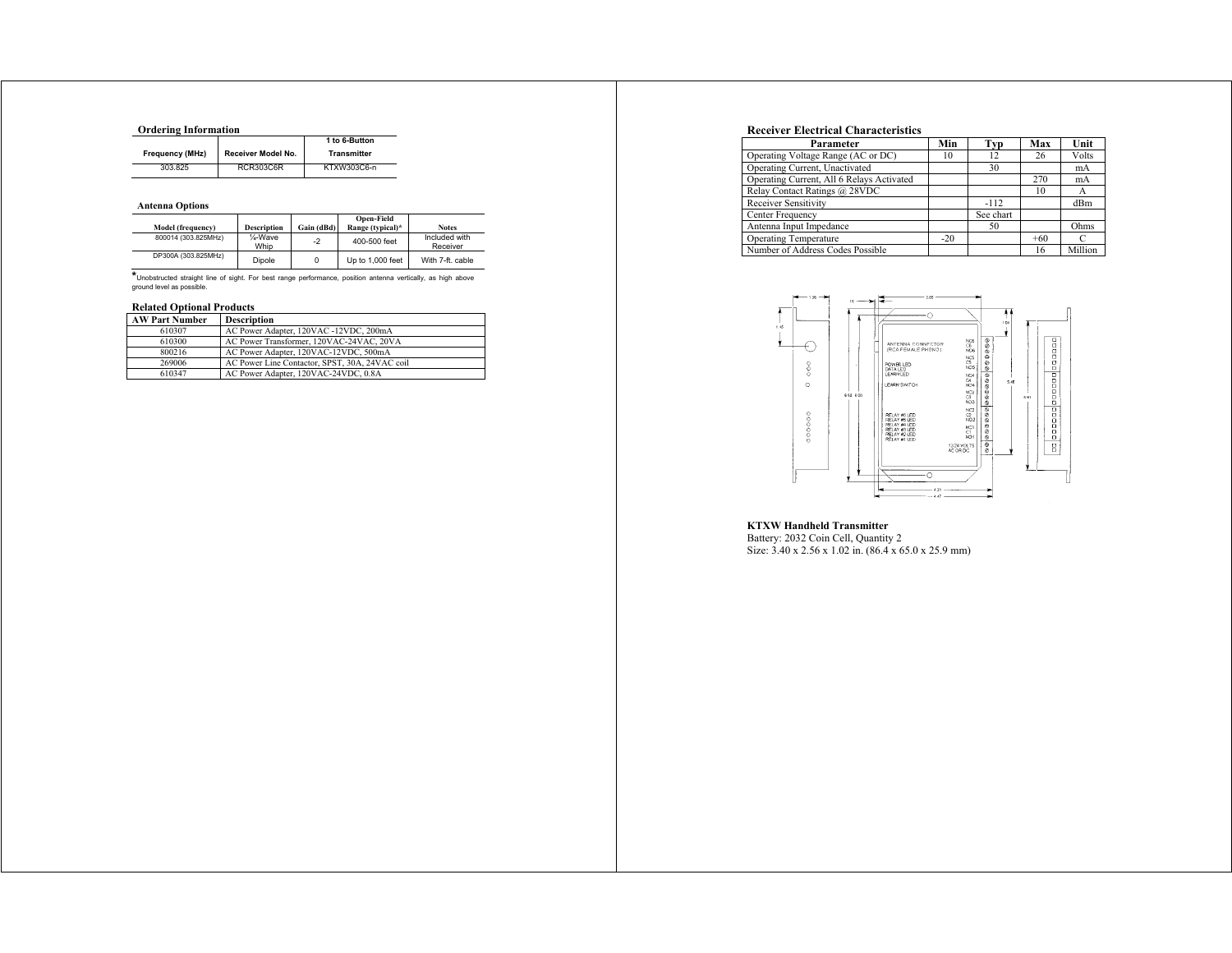## Ordering Information

| Frequency (MHz) | Receiver Model No. | 1 to 6-Button Transmitter |
|---|---|---|
| 303.825 | RCR303C6R | KTXW303C6-n |

## Antenna Options

| Model (frequency) | Description | Gain (dBd) | Open-Field Range (typical)* | Notes |
|---|---|---|---|---|
| 800014 (303.825MHz) | ¼-Wave Whip | -2 | 400-500 feet | Included with Receiver |
| DP300A (303.825MHz) | Dipole | 0 | Up to 1,000 feet | With 7-ft. cable |

*Unobstructed straight line of sight. For best range performance, position antenna vertically, as high above ground level as possible.

## Related Optional Products

| AW Part Number | Description |
|---|---|
| 610307 | AC Power Adapter, 120VAC -12VDC, 200mA |
| 610300 | AC Power Transformer, 120VAC-24VAC, 20VA |
| 800216 | AC Power Adapter, 120VAC-12VDC, 500mA |
| 269006 | AC Power Line Contactor, SPST, 30A, 24VAC coil |
| 610347 | AC Power Adapter, 120VAC-24VDC, 0.8A |

## Receiver Electrical Characteristics

| Parameter | Min | Typ | Max | Unit |
|---|---|---|---|---|
| Operating Voltage Range (AC or DC) | 10 | 12 | 26 | Volts |
| Operating Current, Unactivated | | 30 | | mA |
| Operating Current, All 6 Relays Activated | | | 270 | mA |
| Relay Contact Ratings @ 28VDC | | | 10 | A |
| Receiver Sensitivity | | -112 | | dBm |
| Center Frequency | | See chart | | |
| Antenna Input Impedance | | 50 | | Ohms |
| Operating Temperature | -20 | | +60 | C |
| Number of Address Codes Possible | | | 16 | Million |

ANTENNA CONNECTOR (RCA FEMALE PHONO)
POWER LED
DATA LED
LEARN LED
LEARN SWITCH
RELAY #6 LED
RELAY #5 LED
RELAY #4 LED
RELAY #3 LED
RELAY #2 LED
RELAY #1 LED
12/24 VOLTS AC OR DC

### KTXW Handheld Transmitter

Battery: 2032 Coin Cell, Quantity 2
Size: 3.40 x 2.56 x 1.02 in. (86.4 x 65.0 x 25.9 mm)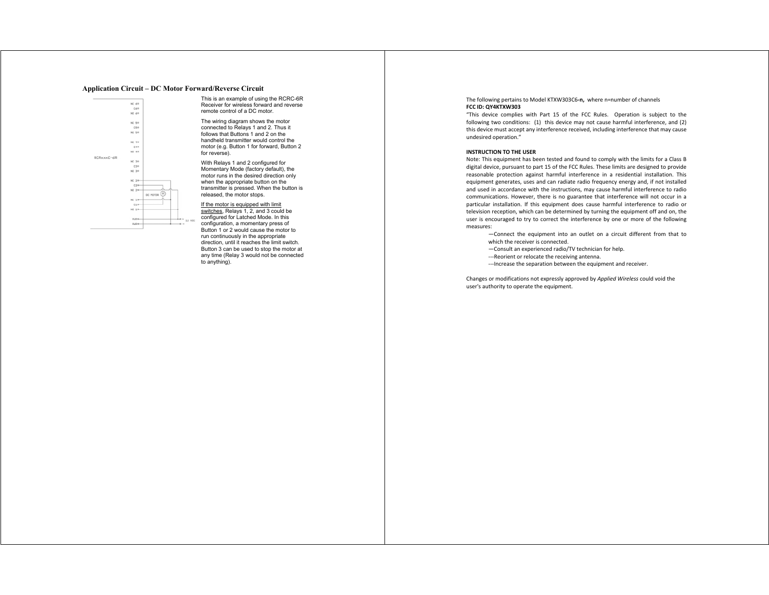## Application Circuit – DC Motor Forward/Reverse Circuit

This is an example of using the RCRC-6R Receiver for wireless forward and reverse remote control of a DC motor.

The wiring diagram shows the motor connected to Relays 1 and 2. Thus it follows that Buttons 1 and 2 on the handheld transmitter would control the motor (e.g. Button 1 for forward, Button 2 for reverse).

With Relays 1 and 2 configured for Momentary Mode (factory default), the motor runs in the desired direction only when the appropriate button on the transmitter is pressed. When the button is released, the motor stops.

If the motor is equipped with limit switches, Relays 1, 2, and 3 could be configured for Latched Mode. In this configuration, a momentary press of Button 1 or 2 would cause the motor to run continuously in the appropriate direction, until it reaches the limit switch. Button 3 can be used to stop the motor at any time (Relay 3 would not be connected to anything).

The following pertains to Model KTXW303C6-**n,** where n=number of channels
**FCC ID: QY4KTXW303**
"This device complies with Part 15 of the FCC Rules. Operation is subject to the following two conditions: (1) this device may not cause harmful interference, and (2) this device must accept any interference received, including interference that may cause undesired operation."

**INSTRUCTION TO THE USER**
Note: This equipment has been tested and found to comply with the limits for a Class B digital device, pursuant to part 15 of the FCC Rules. These limits are designed to provide reasonable protection against harmful interference in a residential installation. This equipment generates, uses and can radiate radio frequency energy and, if not installed and used in accordance with the instructions, may cause harmful interference to radio communications. However, there is no guarantee that interference will not occur in a particular installation. If this equipment does cause harmful interference to radio or television reception, which can be determined by turning the equipment off and on, the user is encouraged to try to correct the interference by one or more of the following measures:

—Connect the equipment into an outlet on a circuit different from that to which the receiver is connected.
—Consult an experienced radio/TV technician for help.
---Reorient or relocate the receiving antenna.
---Increase the separation between the equipment and receiver.

Changes or modifications not expressly approved by *Applied Wireless* could void the user's authority to operate the equipment.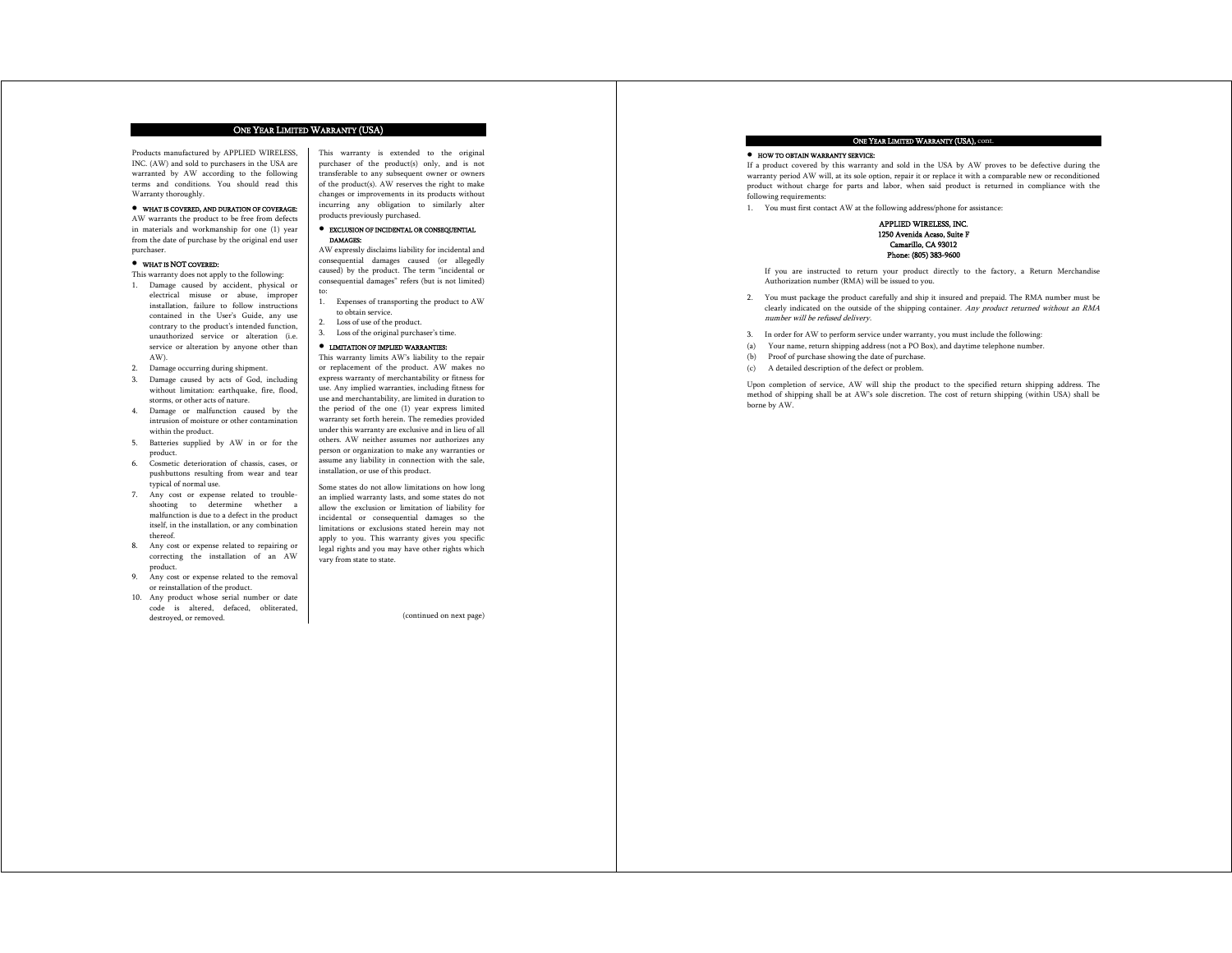## One Year Limited Warranty (USA)

Products manufactured by APPLIED WIRELESS, INC. (AW) and sold to purchasers in the USA are warranted by AW according to the following terms and conditions. You should read this Warranty thoroughly.

### • WHAT IS COVERED, AND DURATION OF COVERAGE:

AW warrants the product to be free from defects in materials and workmanship for one (1) year from the date of purchase by the original end user purchaser.

### • WHAT IS NOT COVERED:

This warranty does not apply to the following:

1. Damage caused by accident, physical or electrical misuse or abuse, improper installation, failure to follow instructions contained in the User's Guide, any use contrary to the product's intended function, unauthorized service or alteration (i.e. service or alteration by anyone other than AW).
2. Damage occurring during shipment.
3. Damage caused by acts of God, including without limitation: earthquake, fire, flood, storms, or other acts of nature.
4. Damage or malfunction caused by the intrusion of moisture or other contamination within the product.
5. Batteries supplied by AW in or for the product.
6. Cosmetic deterioration of chassis, cases, or pushbuttons resulting from wear and tear typical of normal use.
7. Any cost or expense related to trouble-shooting to determine whether a malfunction is due to a defect in the product itself, in the installation, or any combination thereof.
8. Any cost or expense related to repairing or correcting the installation of an AW product.
9. Any cost or expense related to the removal or reinstallation of the product.
10. Any product whose serial number or date code is altered, defaced, obliterated, destroyed, or removed.

This warranty is extended to the original purchaser of the product(s) only, and is not transferable to any subsequent owner or owners of the product(s). AW reserves the right to make changes or improvements in its products without incurring any obligation to similarly alter products previously purchased.

### • EXCLUSION OF INCIDENTAL OR CONSEQUENTIAL DAMAGES:

AW expressly disclaims liability for incidental and consequential damages caused (or allegedly caused) by the product. The term "incidental or consequential damages" refers (but is not limited) to:

1. Expenses of transporting the product to AW to obtain service.
2. Loss of use of the product.
3. Loss of the original purchaser's time.

### • LIMITATION OF IMPLIED WARRANTIES:

This warranty limits AW's liability to the repair or replacement of the product. AW makes no express warranty of merchantability or fitness for use. Any implied warranties, including fitness for use and merchantability, are limited in duration to the period of the one (1) year express limited warranty set forth herein. The remedies provided under this warranty are exclusive and in lieu of all others. AW neither assumes nor authorizes any person or organization to make any warranties or assume any liability in connection with the sale, installation, or use of this product.

Some states do not allow limitations on how long an implied warranty lasts, and some states do not allow the exclusion or limitation of liability for incidental or consequential damages so the limitations or exclusions stated herein may not apply to you. This warranty gives you specific legal rights and you may have other rights which vary from state to state.

(continued on next page)

## One Year Limited Warranty (USA), cont.

### • HOW TO OBTAIN WARRANTY SERVICE:

If a product covered by this warranty and sold in the USA by AW proves to be defective during the warranty period AW will, at its sole option, repair it or replace it with a comparable new or reconditioned product without charge for parts and labor, when said product is returned in compliance with the following requirements:

1. You must first contact AW at the following address/phone for assistance:

   **APPLIED WIRELESS, INC.**
   **1250 Avenida Acaso, Suite F**
   **Camarillo, CA 93012**
   **Phone: (805) 383-9600**

   If you are instructed to return your product directly to the factory, a Return Merchandise Authorization number (RMA) will be issued to you.

2. You must package the product carefully and ship it insured and prepaid. The RMA number must be clearly indicated on the outside of the shipping container. *Any product returned without an RMA number will be refused delivery.*

3. In order for AW to perform service under warranty, you must include the following:

(a) Your name, return shipping address (not a PO Box), and daytime telephone number.
(b) Proof of purchase showing the date of purchase.
(c) A detailed description of the defect or problem.

Upon completion of service, AW will ship the product to the specified return shipping address. The method of shipping shall be at AW's sole discretion. The cost of return shipping (within USA) shall be borne by AW.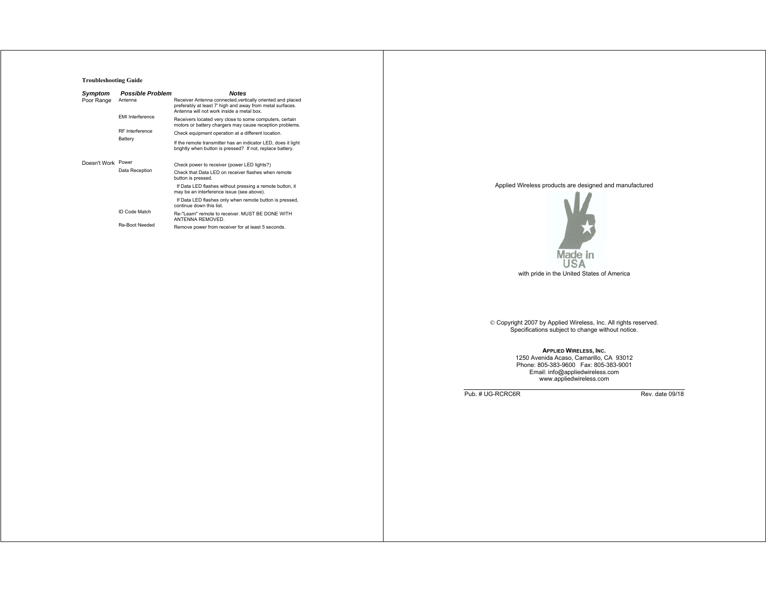### Troubleshooting Guide

| *Symptom* | *Possible Problem* | *Notes* |
|---|---|---|
| Poor Range | Antenna | Receiver Antenna connected,vertically oriented and placed preferably at least 7' high and away from metal surfaces. Antenna will not work inside a metal box. |
| | EMI Interference | Receivers located very close to some computers, certain motors or battery chargers may cause reception problems. |
| | RF Interference | Check equipment operation at a different location. |
| | Battery | If the remote transmitter has an indicator LED, does it light brightly when button is pressed? If not, replace battery. |
| Doesn't Work | Power | Check power to receiver (power LED lights?) |
| | Data Reception | Check that Data LED on receiver flashes when remote button is pressed. |
| | | If Data LED flashes without pressing a remote button, it may be an interference issue (see above). |
| | | If Data LED flashes only when remote button is pressed, continue down this list. |
| | ID Code Match | Re-"Learn" remote to receiver. MUST BE DONE WITH ANTENNA REMOVED. |
| | Re-Boot Needed | Remove power from receiver for at least 5 seconds. |

Applied Wireless products are designed and manufactured

Made in USA

with pride in the United States of America

© Copyright 2007 by Applied Wireless, Inc. All rights reserved.
Specifications subject to change without notice.

**APPLIED WIRELESS, INC.**
1250 Avenida Acaso, Camarillo, CA 93012
Phone: 805-383-9600 Fax: 805-383-9001
Email: info@appliedwireless.com
www.appliedwireless.com

Pub. # UG-RCRC6R Rev. date 09/18